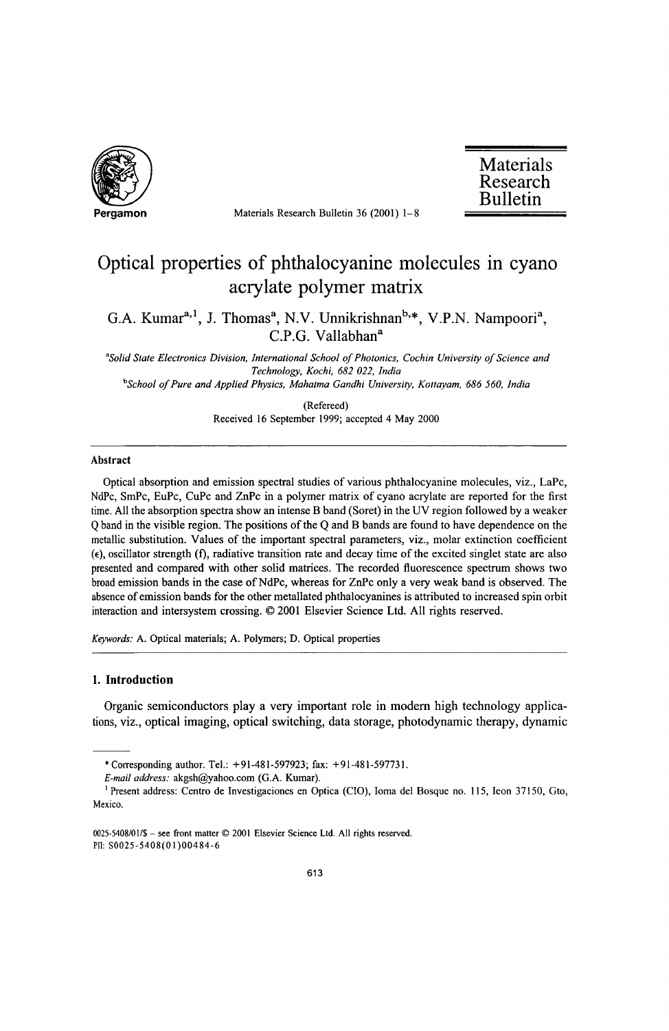# Optical properties of phthalocyanine molecules in cyano acrylate polymer matrix

G.A. Kumar[a,1], J. Thomas[a], N.V. Unnikrishnan[b,*], V.P.N. Nampoori[a], C.P.G. Vallabhan[a]

[a] *Solid State Electronics Division, International School of Photonics, Cochin University of Science and Technology, Kochi, 682 022, India*

[b] *School of Pure and Applied Physics, Mahatma Gandhi University, Kottayam, 686 560, India*

(Refereed)

Received 16 September 1999; accepted 4 May 2000

## Abstract

Optical absorption and emission spectral studies of various phthalocyanine molecules, viz., LaPc, NdPc, SmPc, EuPc, CuPc and ZnPc in a polymer matrix of cyano acrylate are reported for the first time. All the absorption spectra show an intense B band (Soret) in the UV region followed by a weaker Q band in the visible region. The positions of the Q and B bands are found to have dependence on the metallic substitution. Values of the important spectral parameters, viz., molar extinction coefficient (ε), oscillator strength (f), radiative transition rate and decay time of the excited singlet state are also presented and compared with other solid matrices. The recorded fluorescence spectrum shows two broad emission bands in the case of NdPc, whereas for ZnPc only a very weak band is observed. The absence of emission bands for the other metallated phthalocyanines is attributed to increased spin orbit interaction and intersystem crossing. © 2001 Elsevier Science Ltd. All rights reserved.

*Keywords:* A. Optical materials; A. Polymers; D. Optical properties

## 1. Introduction

Organic semiconductors play a very important role in modern high technology applications, viz., optical imaging, optical switching, data storage, photodynamic therapy, dynamic

---

\* Corresponding author. Tel.: +91-481-597923; fax: +91-481-597731.

*E-mail address:* akgsh@yahoo.com (G.A. Kumar).

[1] Present address: Centro de Investigaciones en Optica (CIO), loma del Bosque no. 115, leon 37150, Gto, Mexico.

0025-5408/01/$ – see front matter © 2001 Elsevier Science Ltd. All rights reserved.
PII: S0025-5408(01)00484-6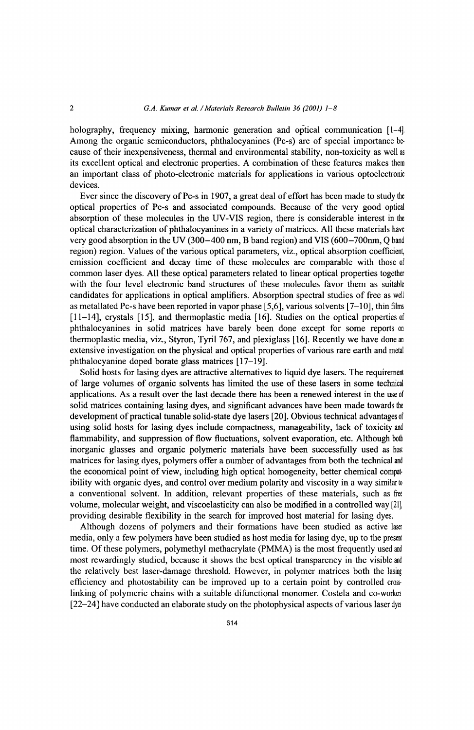holography, frequency mixing, harmonic generation and optical communication [1–4]. Among the organic semiconductors, phthalocyanines (Pc-s) are of special importance because of their inexpensiveness, thermal and environmental stability, non-toxicity as well as its excellent optical and electronic properties. A combination of these features makes them an important class of photo-electronic materials for applications in various optoelectronic devices.

Ever since the discovery of Pc-s in 1907, a great deal of effort has been made to study the optical properties of Pc-s and associated compounds. Because of the very good optical absorption of these molecules in the UV-VIS region, there is considerable interest in the optical characterization of phthalocyanines in a variety of matrices. All these materials have very good absorption in the UV (300–400 nm, B band region) and VIS (600–700nm, Q band region) region. Values of the various optical parameters, viz., optical absorption coefficient, emission coefficient and decay time of these molecules are comparable with those of common laser dyes. All these optical parameters related to linear optical properties together with the four level electronic band structures of these molecules favor them as suitable candidates for applications in optical amplifiers. Absorption spectral studies of free as well as metallated Pc-s have been reported in vapor phase [5,6], various solvents [7–10], thin films [11–14], crystals [15], and thermoplastic media [16]. Studies on the optical properties of phthalocyanines in solid matrices have barely been done except for some reports on thermoplastic media, viz., Styron, Tyril 767, and plexiglass [16]. Recently we have done an extensive investigation on the physical and optical properties of various rare earth and metal phthalocyanine doped borate glass matrices [17–19].

Solid hosts for lasing dyes are attractive alternatives to liquid dye lasers. The requirement of large volumes of organic solvents has limited the use of these lasers in some technical applications. As a result over the last decade there has been a renewed interest in the use of solid matrices containing lasing dyes, and significant advances have been made towards the development of practical tunable solid-state dye lasers [20]. Obvious technical advantages of using solid hosts for lasing dyes include compactness, manageability, lack of toxicity and flammability, and suppression of flow fluctuations, solvent evaporation, etc. Although both inorganic glasses and organic polymeric materials have been successfully used as host matrices for lasing dyes, polymers offer a number of advantages from both the technical and the economical point of view, including high optical homogeneity, better chemical compatibility with organic dyes, and control over medium polarity and viscosity in a way similar to a conventional solvent. In addition, relevant properties of these materials, such as free volume, molecular weight, and viscoelasticity can also be modified in a controlled way [21], providing desirable flexibility in the search for improved host material for lasing dyes.

Although dozens of polymers and their formations have been studied as active laser media, only a few polymers have been studied as host media for lasing dye, up to the present time. Of these polymers, polymethyl methacrylate (PMMA) is the most frequently used and most rewardingly studied, because it shows the best optical transparency in the visible and the relatively best laser-damage threshold. However, in polymer matrices both the lasing efficiency and photostability can be improved up to a certain point by controlled cross-linking of polymeric chains with a suitable difunctional monomer. Costela and co-workers [22–24] have conducted an elaborate study on the photophysical aspects of various laser dyes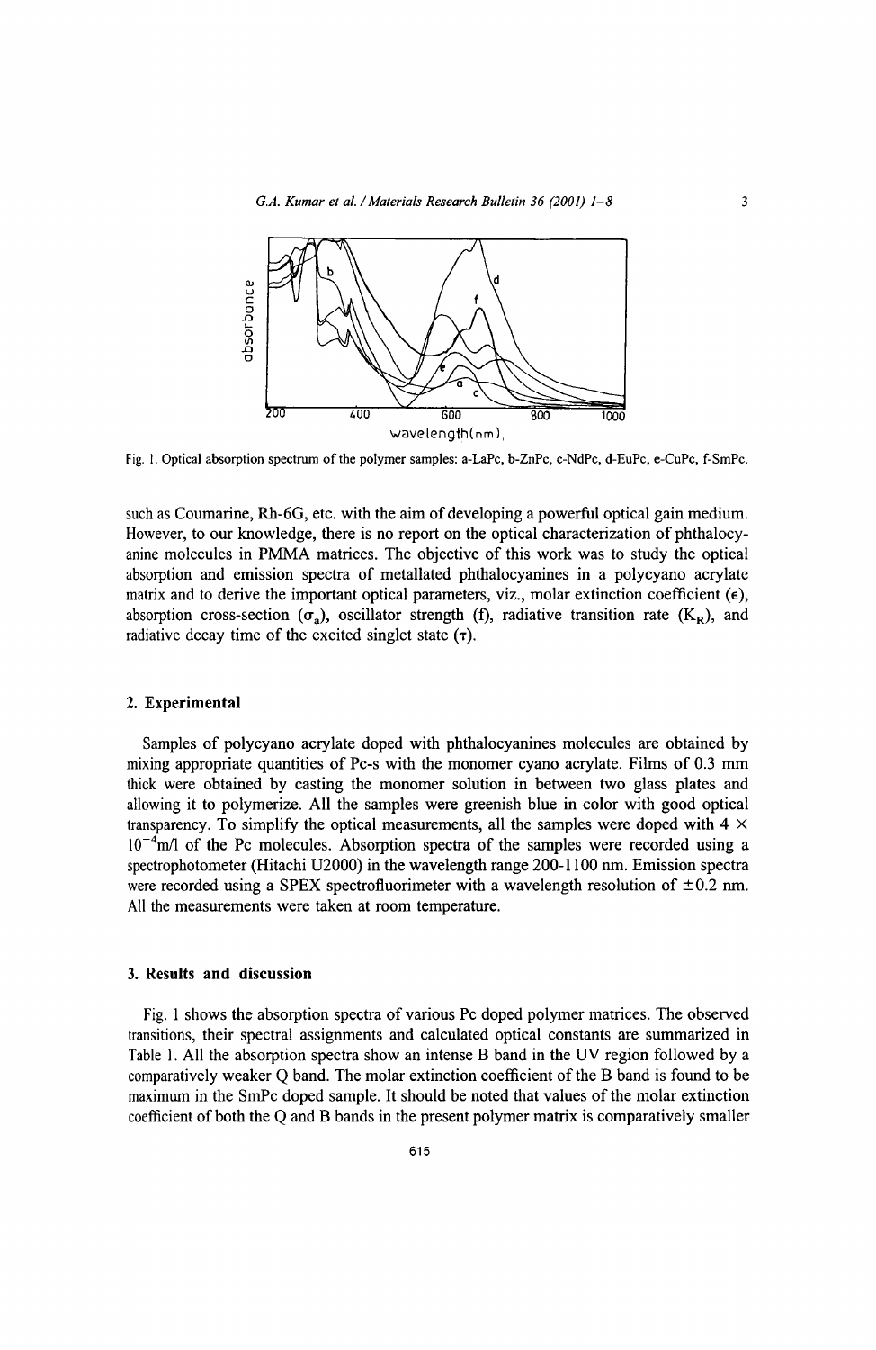Fig. 1. Optical absorption spectrum of the polymer samples: a-LaPc, b-ZnPc, c-NdPc, d-EuPc, e-CuPc, f-SmPc.

such as Coumarine, Rh-6G, etc. with the aim of developing a powerful optical gain medium. However, to our knowledge, there is no report on the optical characterization of phthalocyanine molecules in PMMA matrices. The objective of this work was to study the optical absorption and emission spectra of metallated phthalocyanines in a polycyano acrylate matrix and to derive the important optical parameters, viz., molar extinction coefficient ($\epsilon$), absorption cross-section ($\sigma_a$), oscillator strength (f), radiative transition rate ($K_R$), and radiative decay time of the excited singlet state ($\tau$).

## 2. Experimental

Samples of polycyano acrylate doped with phthalocyanines molecules are obtained by mixing appropriate quantities of Pc-s with the monomer cyano acrylate. Films of 0.3 mm thick were obtained by casting the monomer solution in between two glass plates and allowing it to polymerize. All the samples were greenish blue in color with good optical transparency. To simplify the optical measurements, all the samples were doped with $4 \times 10^{-4}$m/l of the Pc molecules. Absorption spectra of the samples were recorded using a spectrophotometer (Hitachi U2000) in the wavelength range 200-1100 nm. Emission spectra were recorded using a SPEX spectrofluorimeter with a wavelength resolution of $\pm 0.2$ nm. All the measurements were taken at room temperature.

## 3. Results and discussion

Fig. 1 shows the absorption spectra of various Pc doped polymer matrices. The observed transitions, their spectral assignments and calculated optical constants are summarized in Table 1. All the absorption spectra show an intense B band in the UV region followed by a comparatively weaker Q band. The molar extinction coefficient of the B band is found to be maximum in the SmPc doped sample. It should be noted that values of the molar extinction coefficient of both the Q and B bands in the present polymer matrix is comparatively smaller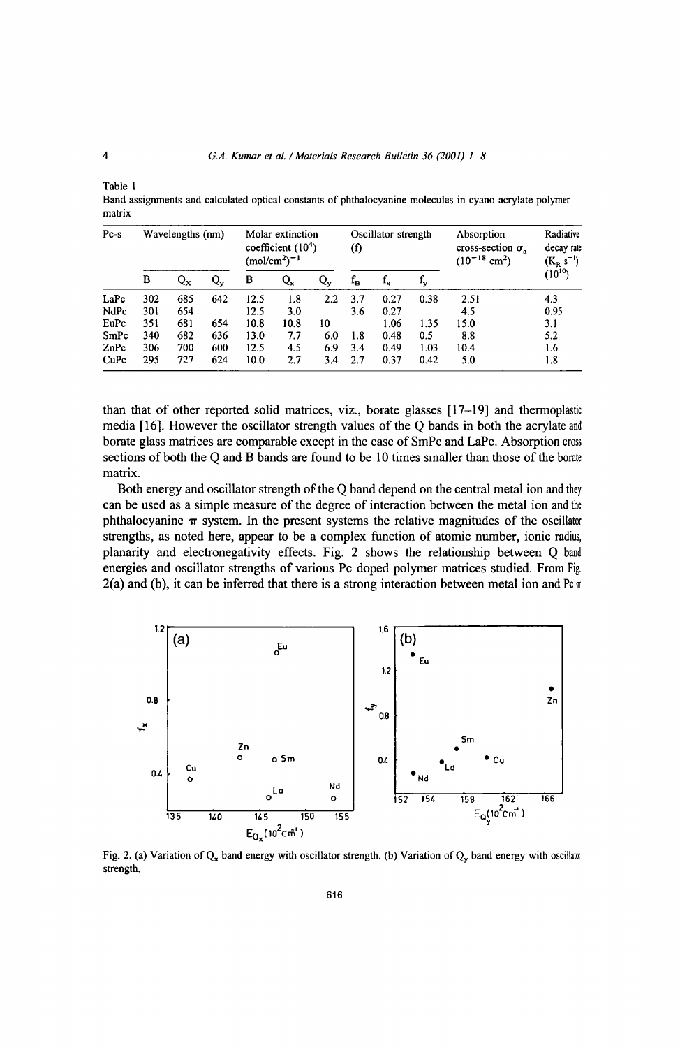Table 1

Band assignments and calculated optical constants of phthalocyanine molecules in cyano acrylate polymer matrix

| Pc-s | Wavelengths (nm) | | | Molar extinction coefficient ($10^4$) $(mol/cm^2)^{-1}$ | | | Oscillator strength (f) | | | Absorption cross-section $\sigma_a$ ($10^{-18}$ cm$^2$) | Radiative decay rate ($K_R$ s$^{-1}$) ($10^{10}$) |
|---|---|---|---|---|---|---|---|---|---|---|---|
| | B | $Q_x$ | $Q_y$ | B | $Q_x$ | $Q_y$ | $f_B$ | $f_x$ | $f_y$ | | |
| LaPc | 302 | 685 | 642 | 12.5 | 1.8 | 2.2 | 3.7 | 0.27 | 0.38 | 2.51 | 4.3 |
| NdPc | 301 | 654 | | 12.5 | 3.0 | | 3.6 | 0.27 | | 4.5 | 0.95 |
| EuPc | 351 | 681 | 654 | 10.8 | 10.8 | 10 | | 1.06 | 1.35 | 15.0 | 3.1 |
| SmPc | 340 | 682 | 636 | 13.0 | 7.7 | 6.0 | 1.8 | 0.48 | 0.5 | 8.8 | 5.2 |
| ZnPc | 306 | 700 | 600 | 12.5 | 4.5 | 6.9 | 3.4 | 0.49 | 1.03 | 10.4 | 1.6 |
| CuPc | 295 | 727 | 624 | 10.0 | 2.7 | 3.4 | 2.7 | 0.37 | 0.42 | 5.0 | 1.8 |

than that of other reported solid matrices, viz., borate glasses [17–19] and thermoplastic media [16]. However the oscillator strength values of the Q bands in both the acrylate and borate glass matrices are comparable except in the case of SmPc and LaPc. Absorption cross sections of both the Q and B bands are found to be 10 times smaller than those of the borate matrix.

Both energy and oscillator strength of the Q band depend on the central metal ion and they can be used as a simple measure of the degree of interaction between the metal ion and the phthalocyanine $\pi$ system. In the present systems the relative magnitudes of the oscillator strengths, as noted here, appear to be a complex function of atomic number, ionic radius, planarity and electronegativity effects. Fig. 2 shows the relationship between Q band energies and oscillator strengths of various Pc doped polymer matrices studied. From Fig. 2(a) and (b), it can be inferred that there is a strong interaction between metal ion and Pc $\pi$

Fig. 2. (a) Variation of $Q_x$ band energy with oscillator strength. (b) Variation of $Q_y$ band energy with oscillator strength.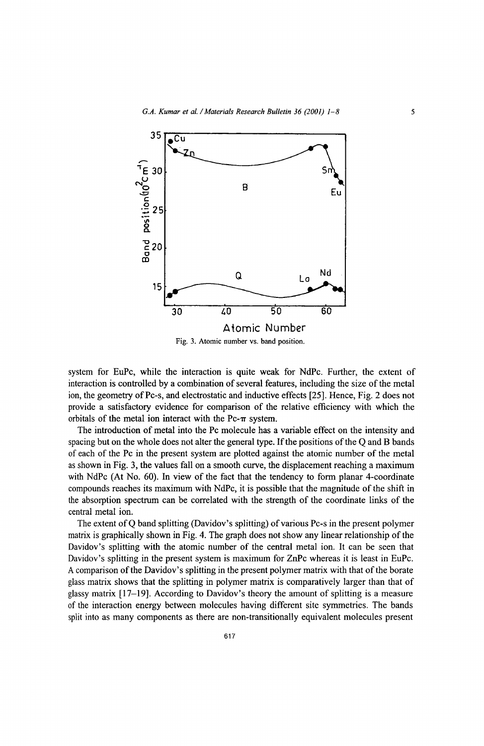Fig. 3. Atomic number vs. band position.

system for EuPc, while the interaction is quite weak for NdPc. Further, the extent of interaction is controlled by a combination of several features, including the size of the metal ion, the geometry of Pc-s, and electrostatic and inductive effects [25]. Hence, Fig. 2 does not provide a satisfactory evidence for comparison of the relative efficiency with which the orbitals of the metal ion interact with the Pc-$\pi$ system.

The introduction of metal into the Pc molecule has a variable effect on the intensity and spacing but on the whole does not alter the general type. If the positions of the Q and B bands of each of the Pc in the present system are plotted against the atomic number of the metal as shown in Fig. 3, the values fall on a smooth curve, the displacement reaching a maximum with NdPc (At No. 60). In view of the fact that the tendency to form planar 4-coordinate compounds reaches its maximum with NdPc, it is possible that the magnitude of the shift in the absorption spectrum can be correlated with the strength of the coordinate links of the central metal ion.

The extent of Q band splitting (Davidov's splitting) of various Pc-s in the present polymer matrix is graphically shown in Fig. 4. The graph does not show any linear relationship of the Davidov's splitting with the atomic number of the central metal ion. It can be seen that Davidov's splitting in the present system is maximum for ZnPc whereas it is least in EuPc. A comparison of the Davidov's splitting in the present polymer matrix with that of the borate glass matrix shows that the splitting in polymer matrix is comparatively larger than that of glassy matrix [17–19]. According to Davidov's theory the amount of splitting is a measure of the interaction energy between molecules having different site symmetries. The bands split into as many components as there are non-transitionally equivalent molecules present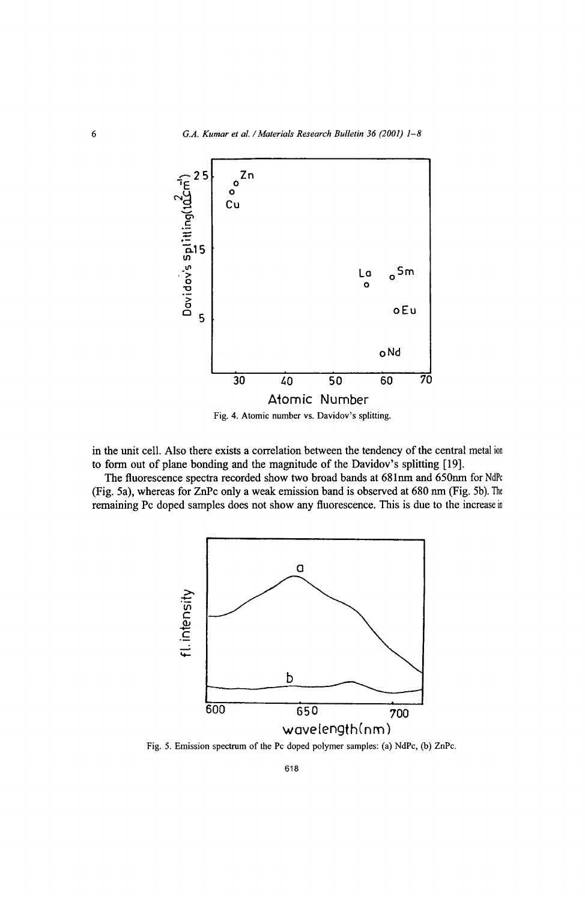Fig. 4. Atomic number vs. Davidov's splitting.

in the unit cell. Also there exists a correlation between the tendency of the central metal ion to form out of plane bonding and the magnitude of the Davidov's splitting [19].

The fluorescence spectra recorded show two broad bands at 681nm and 650nm for NdPc (Fig. 5a), whereas for ZnPc only a weak emission band is observed at 680 nm (Fig. 5b). The remaining Pc doped samples does not show any fluorescence. This is due to the increase in

Fig. 5. Emission spectrum of the Pc doped polymer samples: (a) NdPc, (b) ZnPc.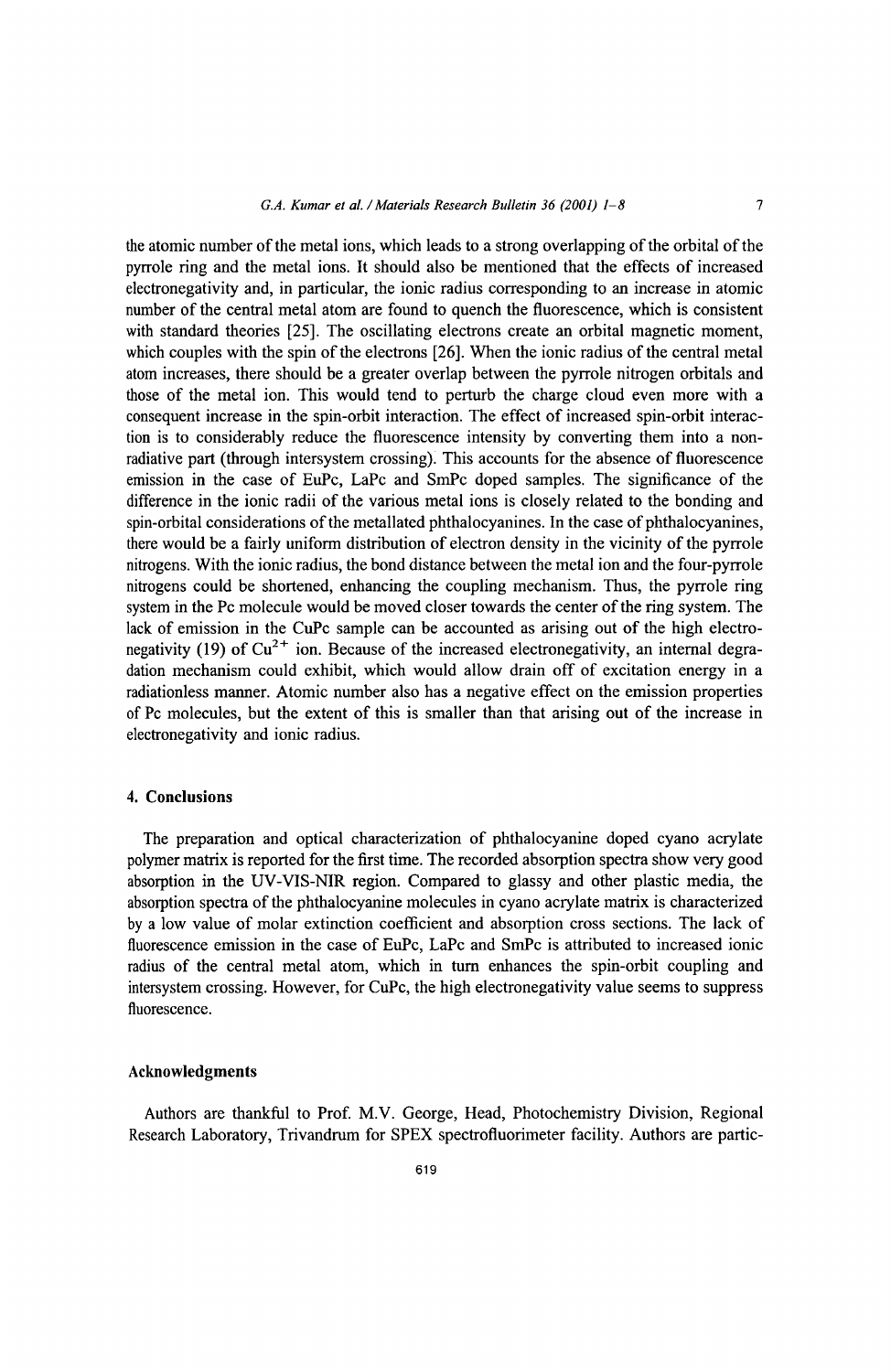the atomic number of the metal ions, which leads to a strong overlapping of the orbital of the pyrrole ring and the metal ions. It should also be mentioned that the effects of increased electronegativity and, in particular, the ionic radius corresponding to an increase in atomic number of the central metal atom are found to quench the fluorescence, which is consistent with standard theories [25]. The oscillating electrons create an orbital magnetic moment, which couples with the spin of the electrons [26]. When the ionic radius of the central metal atom increases, there should be a greater overlap between the pyrrole nitrogen orbitals and those of the metal ion. This would tend to perturb the charge cloud even more with a consequent increase in the spin-orbit interaction. The effect of increased spin-orbit interaction is to considerably reduce the fluorescence intensity by converting them into a non-radiative part (through intersystem crossing). This accounts for the absence of fluorescence emission in the case of EuPc, LaPc and SmPc doped samples. The significance of the difference in the ionic radii of the various metal ions is closely related to the bonding and spin-orbital considerations of the metallated phthalocyanines. In the case of phthalocyanines, there would be a fairly uniform distribution of electron density in the vicinity of the pyrrole nitrogens. With the ionic radius, the bond distance between the metal ion and the four-pyrrole nitrogens could be shortened, enhancing the coupling mechanism. Thus, the pyrrole ring system in the Pc molecule would be moved closer towards the center of the ring system. The lack of emission in the CuPc sample can be accounted as arising out of the high electronegativity (19) of $Cu^{2+}$ ion. Because of the increased electronegativity, an internal degradation mechanism could exhibit, which would allow drain off of excitation energy in a radiationless manner. Atomic number also has a negative effect on the emission properties of Pc molecules, but the extent of this is smaller than that arising out of the increase in electronegativity and ionic radius.

## 4. Conclusions

The preparation and optical characterization of phthalocyanine doped cyano acrylate polymer matrix is reported for the first time. The recorded absorption spectra show very good absorption in the UV-VIS-NIR region. Compared to glassy and other plastic media, the absorption spectra of the phthalocyanine molecules in cyano acrylate matrix is characterized by a low value of molar extinction coefficient and absorption cross sections. The lack of fluorescence emission in the case of EuPc, LaPc and SmPc is attributed to increased ionic radius of the central metal atom, which in turn enhances the spin-orbit coupling and intersystem crossing. However, for CuPc, the high electronegativity value seems to suppress fluorescence.

## Acknowledgments

Authors are thankful to Prof. M.V. George, Head, Photochemistry Division, Regional Research Laboratory, Trivandrum for SPEX spectrofluorimeter facility. Authors are partic-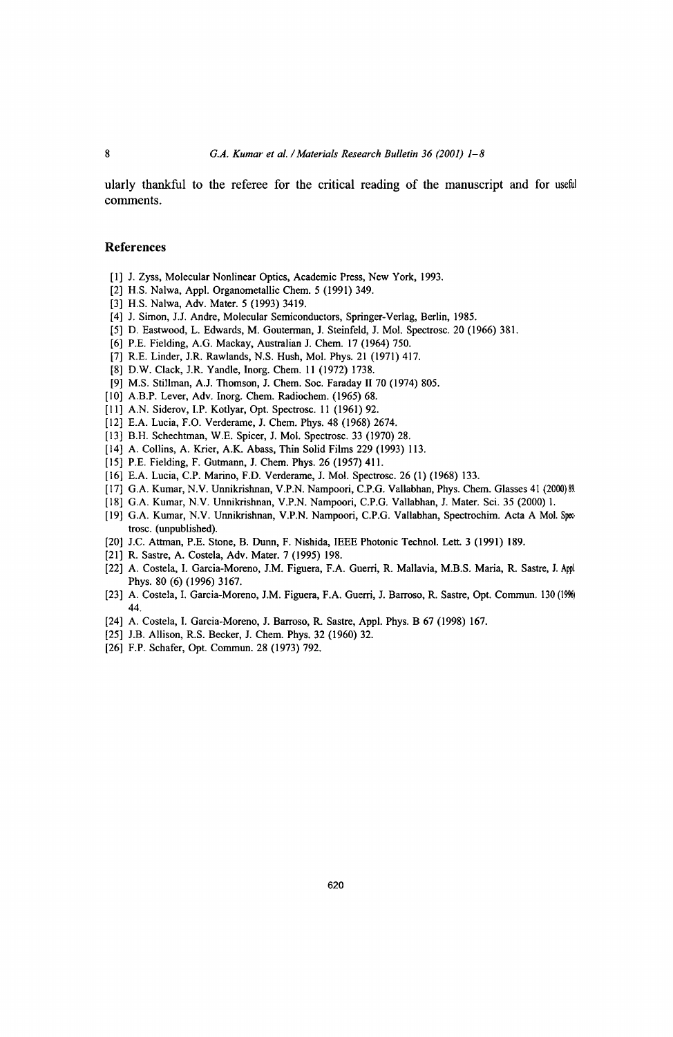ularly thankful to the referee for the critical reading of the manuscript and for useful comments.

## References

[1] J. Zyss, Molecular Nonlinear Optics, Academic Press, New York, 1993.
[2] H.S. Nalwa, Appl. Organometallic Chem. 5 (1991) 349.
[3] H.S. Nalwa, Adv. Mater. 5 (1993) 3419.
[4] J. Simon, J.J. Andre, Molecular Semiconductors, Springer-Verlag, Berlin, 1985.
[5] D. Eastwood, L. Edwards, M. Gouterman, J. Steinfeld, J. Mol. Spectrosc. 20 (1966) 381.
[6] P.E. Fielding, A.G. Mackay, Australian J. Chem. 17 (1964) 750.
[7] R.E. Linder, J.R. Rawlands, N.S. Hush, Mol. Phys. 21 (1971) 417.
[8] D.W. Clack, J.R. Yandle, Inorg. Chem. 11 (1972) 1738.
[9] M.S. Stillman, A.J. Thomson, J. Chem. Soc. Faraday II 70 (1974) 805.
[10] A.B.P. Lever, Adv. Inorg. Chem. Radiochem. (1965) 68.
[11] A.N. Siderov, I.P. Kotlyar, Opt. Spectrosc. 11 (1961) 92.
[12] E.A. Lucia, F.O. Verderame, J. Chem. Phys. 48 (1968) 2674.
[13] B.H. Schechtman, W.E. Spicer, J. Mol. Spectrosc. 33 (1970) 28.
[14] A. Collins, A. Krier, A.K. Abass, Thin Solid Films 229 (1993) 113.
[15] P.E. Fielding, F. Gutmann, J. Chem. Phys. 26 (1957) 411.
[16] E.A. Lucia, C.P. Marino, F.D. Verderame, J. Mol. Spectrosc. 26 (1) (1968) 133.
[17] G.A. Kumar, N.V. Unnikrishnan, V.P.N. Nampoori, C.P.G. Vallabhan, Phys. Chem. Glasses 41 (2000) 89.
[18] G.A. Kumar, N.V. Unnikrishnan, V.P.N. Nampoori, C.P.G. Vallabhan, J. Mater. Sci. 35 (2000) 1.
[19] G.A. Kumar, N.V. Unnikrishnan, V.P.N. Nampoori, C.P.G. Vallabhan, Spectrochim. Acta A Mol. Spectrosc. (unpublished).
[20] J.C. Attman, P.E. Stone, B. Dunn, F. Nishida, IEEE Photonic Technol. Lett. 3 (1991) 189.
[21] R. Sastre, A. Costela, Adv. Mater. 7 (1995) 198.
[22] A. Costela, I. Garcia-Moreno, J.M. Figuera, F.A. Guerri, R. Mallavia, M.B.S. Maria, R. Sastre, J. Appl. Phys. 80 (6) (1996) 3167.
[23] A. Costela, I. Garcia-Moreno, J.M. Figuera, F.A. Guerri, J. Barroso, R. Sastre, Opt. Commun. 130 (1996) 44.
[24] A. Costela, I. Garcia-Moreno, J. Barroso, R. Sastre, Appl. Phys. B 67 (1998) 167.
[25] J.B. Allison, R.S. Becker, J. Chem. Phys. 32 (1960) 32.
[26] F.P. Schafer, Opt. Commun. 28 (1973) 792.